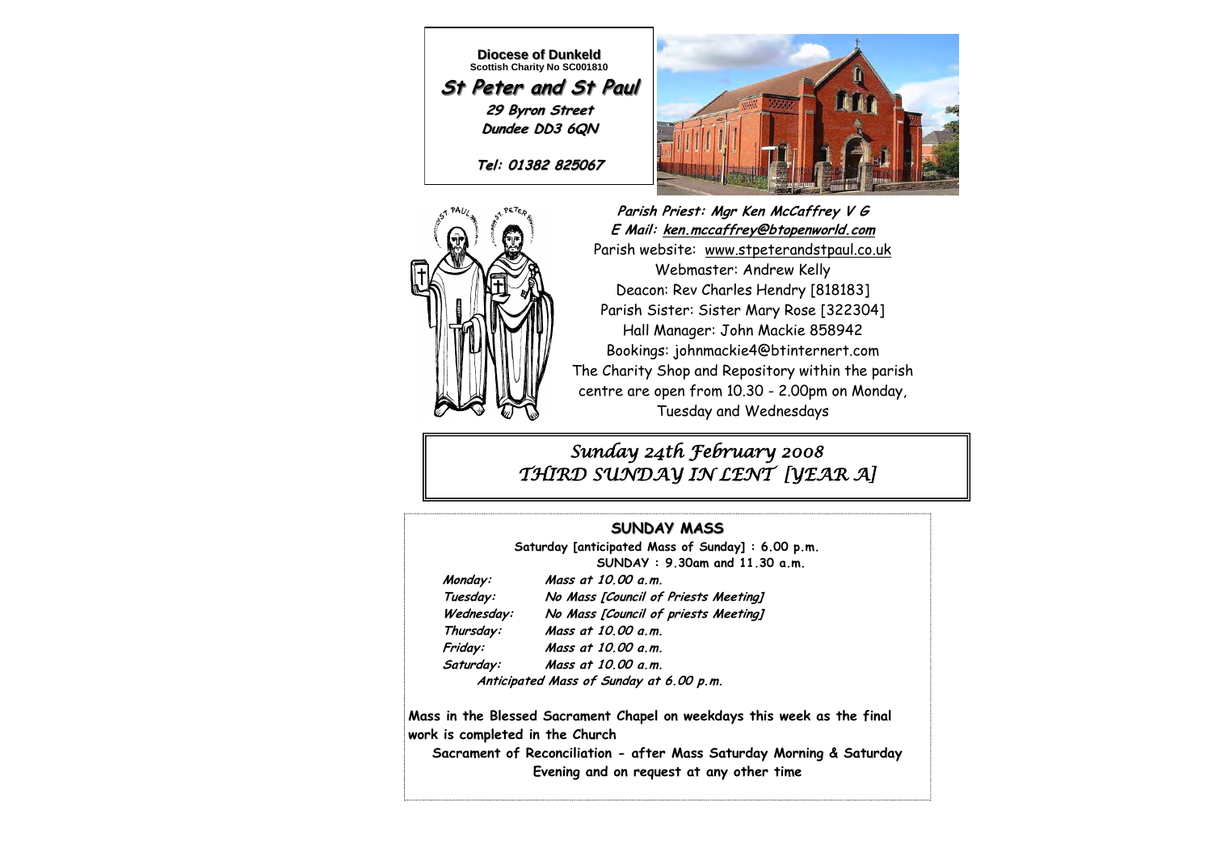**Diocese of Dunkeld**
Scottish Charity No SC001810

# *St Peter and St Paul*

*29 Byron Street*
*Dundee DD3 6QN*

*Tel: 01382 825067*

***Parish Priest: Mgr Ken McCaffrey V G***
***E Mail: ken.mccaffrey@btopenworld.com***
Parish website: www.stpeterandstpaul.co.uk
Webmaster: Andrew Kelly
Deacon: Rev Charles Hendry [818183]
Parish Sister: Sister Mary Rose [322304]
Hall Manager: John Mackie 858942
Bookings: johnmackie4@btinternert.com
The Charity Shop and Repository within the parish centre are open from 10.30 - 2.00pm on Monday, Tuesday and Wednesdays

## *Sunday 24th February 2008*
## *THIRD SUNDAY IN LENT [YEAR A]*

### SUNDAY MASS

**Saturday [anticipated Mass of Sunday] : 6.00 p.m.**
**SUNDAY : 9.30am and 11.30 a.m.**

| | |
|---|---|
| ***Monday:*** | ***Mass at 10.00 a.m.*** |
| ***Tuesday:*** | ***No Mass [Council of Priests Meeting]*** |
| ***Wednesday:*** | ***No Mass [Council of priests Meeting]*** |
| ***Thursday:*** | ***Mass at 10.00 a.m.*** |
| ***Friday:*** | ***Mass at 10.00 a.m.*** |
| ***Saturday:*** | ***Mass at 10.00 a.m.*** |

***Anticipated Mass of Sunday at 6.00 p.m.***

**Mass in the Blessed Sacrament Chapel on weekdays this week as the final work is completed in the Church**

**Sacrament of Reconciliation - after Mass Saturday Morning & Saturday Evening and on request at any other time**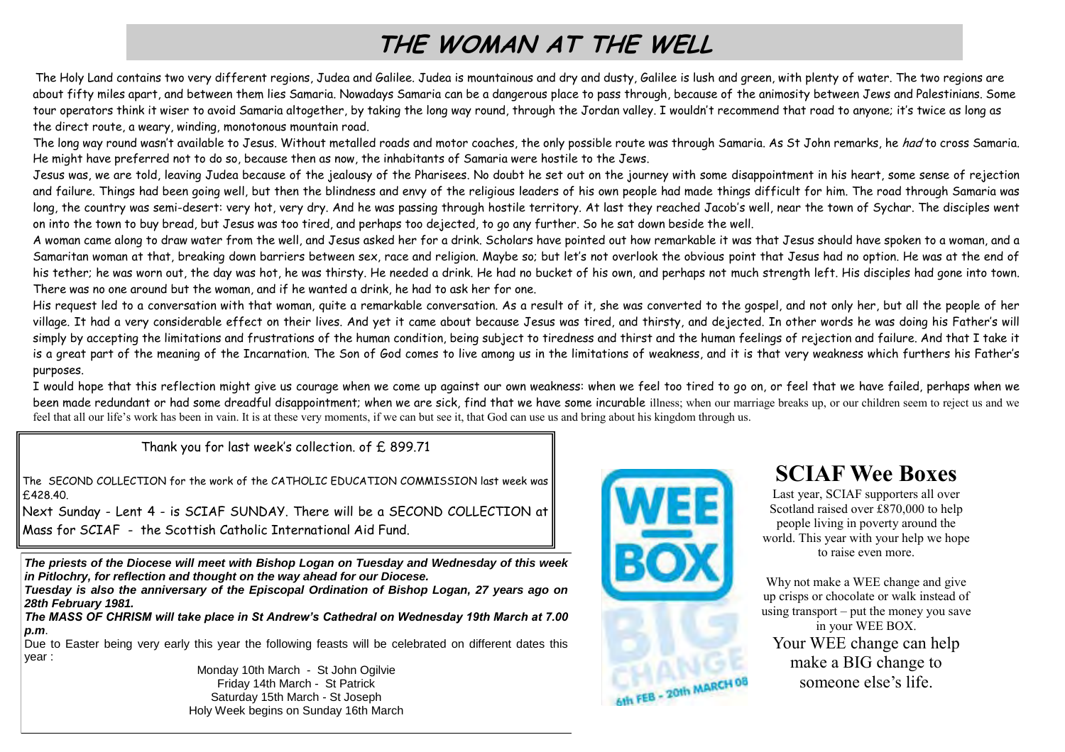# THE WOMAN AT THE WELL

The Holy Land contains two very different regions, Judea and Galilee. Judea is mountainous and dry and dusty, Galilee is lush and green, with plenty of water. The two regions are about fifty miles apart, and between them lies Samaria. Nowadays Samaria can be a dangerous place to pass through, because of the animosity between Jews and Palestinians. Some tour operators think it wiser to avoid Samaria altogether, by taking the long way round, through the Jordan valley. I wouldn't recommend that road to anyone; it's twice as long as the direct route, a weary, winding, monotonous mountain road.

The long way round wasn't available to Jesus. Without metalled roads and motor coaches, the only possible route was through Samaria. As St John remarks, he *had* to cross Samaria. He might have preferred not to do so, because then as now, the inhabitants of Samaria were hostile to the Jews.

Jesus was, we are told, leaving Judea because of the jealousy of the Pharisees. No doubt he set out on the journey with some disappointment in his heart, some sense of rejection and failure. Things had been going well, but then the blindness and envy of the religious leaders of his own people had made things difficult for him. The road through Samaria was long, the country was semi-desert: very hot, very dry. And he was passing through hostile territory. At last they reached Jacob's well, near the town of Sychar. The disciples went on into the town to buy bread, but Jesus was too tired, and perhaps too dejected, to go any further. So he sat down beside the well.

A woman came along to draw water from the well, and Jesus asked her for a drink. Scholars have pointed out how remarkable it was that Jesus should have spoken to a woman, and a Samaritan woman at that, breaking down barriers between sex, race and religion. Maybe so; but let's not overlook the obvious point that Jesus had no option. He was at the end of his tether; he was worn out, the day was hot, he was thirsty. He needed a drink. He had no bucket of his own, and perhaps not much strength left. His disciples had gone into town. There was no one around but the woman, and if he wanted a drink, he had to ask her for one.

His request led to a conversation with that woman, quite a remarkable conversation. As a result of it, she was converted to the gospel, and not only her, but all the people of her village. It had a very considerable effect on their lives. And yet it came about because Jesus was tired, and thirsty, and dejected. In other words he was doing his Father's will simply by accepting the limitations and frustrations of the human condition, being subject to tiredness and thirst and the human feelings of rejection and failure. And that I take it is a great part of the meaning of the Incarnation. The Son of God comes to live among us in the limitations of weakness, and it is that very weakness which furthers his Father's purposes.

I would hope that this reflection might give us courage when we come up against our own weakness: when we feel too tired to go on, or feel that we have failed, perhaps when we been made redundant or had some dreadful disappointment; when we are sick, find that we have some incurable illness; when our marriage breaks up, or our children seem to reject us and we feel that all our life's work has been in vain. It is at these very moments, if we can but see it, that God can use us and bring about his kingdom through us.

Thank you for last week's collection. of £ 899.71

The SECOND COLLECTION for the work of the CATHOLIC EDUCATION COMMISSION last week was £428.40.

Next Sunday - Lent 4 - is SCIAF SUNDAY. There will be a SECOND COLLECTION at Mass for SCIAF - the Scottish Catholic International Aid Fund.

***The priests of the Diocese will meet with Bishop Logan on Tuesday and Wednesday of this week in Pitlochry, for reflection and thought on the way ahead for our Diocese.***

***Tuesday is also the anniversary of the Episcopal Ordination of Bishop Logan, 27 years ago on 28th February 1981.***

***The MASS OF CHRISM will take place in St Andrew's Cathedral on Wednesday 19th March at 7.00 p.m.***

Due to Easter being very early this year the following feasts will be celebrated on different dates this year :

Monday 10th March - St John Ogilvie
Friday 14th March - St Patrick
Saturday 15th March - St Joseph
Holy Week begins on Sunday 16th March

WEE BOX BIG CHANGE 6th FEB - 20th MARCH 08

## SCIAF Wee Boxes

Last year, SCIAF supporters all over Scotland raised over £870,000 to help people living in poverty around the world. This year with your help we hope to raise even more.

Why not make a WEE change and give up crisps or chocolate or walk instead of using transport – put the money you save in your WEE BOX.

Your WEE change can help make a BIG change to someone else's life.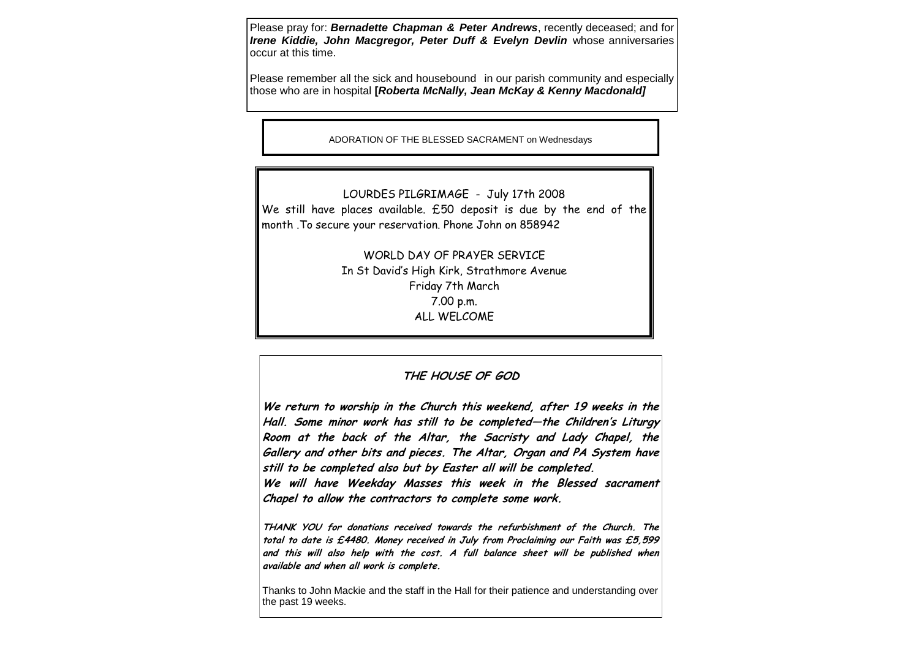Please pray for: ***Bernadette Chapman & Peter Andrews***, recently deceased; and for ***Irene Kiddie, John Macgregor, Peter Duff & Evelyn Devlin*** whose anniversaries occur at this time.

Please remember all the sick and housebound in our parish community and especially those who are in hospital **[*Roberta McNally, Jean McKay & Kenny Macdonald]***

ADORATION OF THE BLESSED SACRAMENT on Wednesdays

LOURDES PILGRIMAGE - July 17th 2008

We still have places available. £50 deposit is due by the end of the month .To secure your reservation. Phone John on 858942

WORLD DAY OF PRAYER SERVICE
In St David's High Kirk, Strathmore Avenue
Friday 7th March
7.00 p.m.
ALL WELCOME

***THE HOUSE OF GOD***

***We return to worship in the Church this weekend, after 19 weeks in the Hall. Some minor work has still to be completed—the Children's Liturgy Room at the back of the Altar, the Sacristy and Lady Chapel, the Gallery and other bits and pieces. The Altar, Organ and PA System have still to be completed also but by Easter all will be completed.***

***We will have Weekday Masses this week in the Blessed sacrament Chapel to allow the contractors to complete some work.***

***THANK YOU for donations received towards the refurbishment of the Church. The total to date is £4480. Money received in July from Proclaiming our Faith was £5,599 and this will also help with the cost. A full balance sheet will be published when available and when all work is complete.***

Thanks to John Mackie and the staff in the Hall for their patience and understanding over the past 19 weeks.